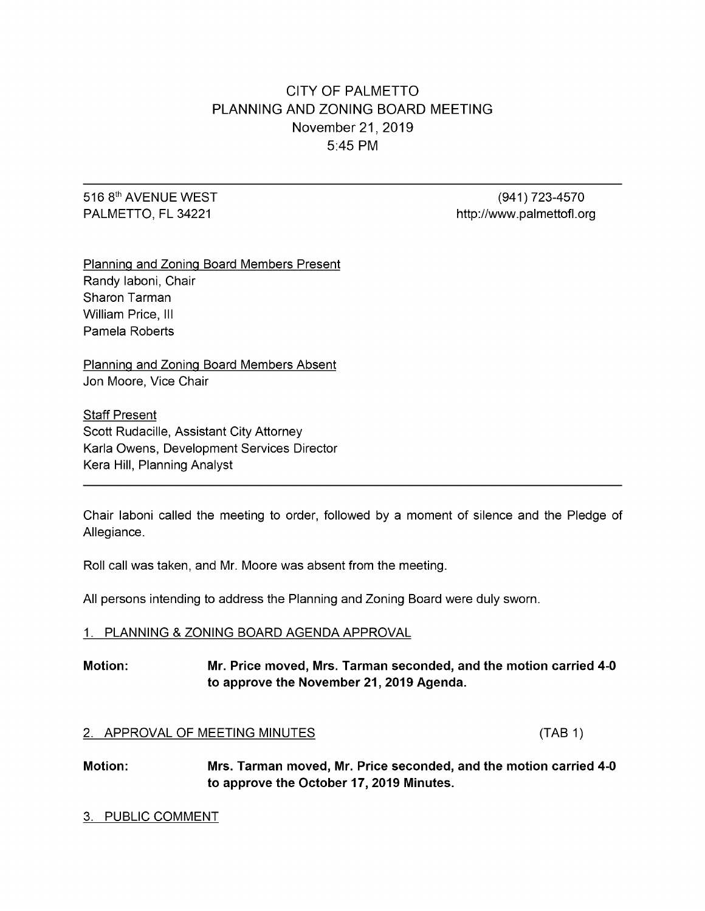# CITY OF PALMETTO
## PLANNING AND ZONING BOARD MEETING
### November 21, 2019
### 5:45 PM

---

516 8th AVENUE WEST (941) 723-4570
PALMETTO, FL 34221 http://www.palmettofl.org

<u>Planning and Zoning Board Members Present</u>
Randy Iaboni, Chair
Sharon Tarman
William Price, III
Pamela Roberts

<u>Planning and Zoning Board Members Absent</u>
Jon Moore, Vice Chair

<u>Staff Present</u>
Scott Rudacille, Assistant City Attorney
Karla Owens, Development Services Director
Kera Hill, Planning Analyst

---

Chair Iaboni called the meeting to order, followed by a moment of silence and the Pledge of Allegiance.

Roll call was taken, and Mr. Moore was absent from the meeting.

All persons intending to address the Planning and Zoning Board were duly sworn.

## 1. PLANNING & ZONING BOARD AGENDA APPROVAL

**Motion: Mr. Price moved, Mrs. Tarman seconded, and the motion carried 4-0 to approve the November 21, 2019 Agenda.**

## 2. APPROVAL OF MEETING MINUTES (TAB 1)

**Motion: Mrs. Tarman moved, Mr. Price seconded, and the motion carried 4-0 to approve the October 17, 2019 Minutes.**

## 3. PUBLIC COMMENT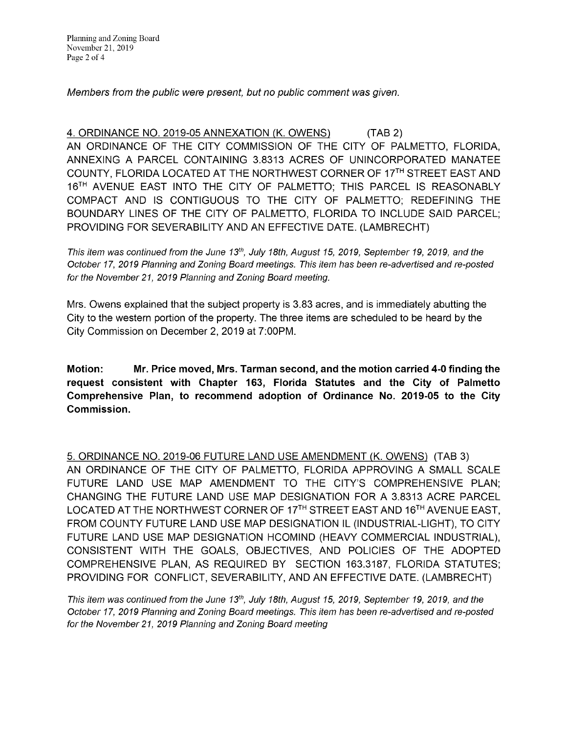*Members from the public were present, but no public comment was given.*

4. ORDINANCE NO. 2019-05 ANNEXATION (K. OWENS) (TAB 2)

AN ORDINANCE OF THE CITY COMMISSION OF THE CITY OF PALMETTO, FLORIDA, ANNEXING A PARCEL CONTAINING 3.8313 ACRES OF UNINCORPORATED MANATEE COUNTY, FLORIDA LOCATED AT THE NORTHWEST CORNER OF 17TH STREET EAST AND 16TH AVENUE EAST INTO THE CITY OF PALMETTO; THIS PARCEL IS REASONABLY COMPACT AND IS CONTIGUOUS TO THE CITY OF PALMETTO; REDEFINING THE BOUNDARY LINES OF THE CITY OF PALMETTO, FLORIDA TO INCLUDE SAID PARCEL; PROVIDING FOR SEVERABILITY AND AN EFFECTIVE DATE. (LAMBRECHT)

*This item was continued from the June 13th, July 18th, August 15, 2019, September 19, 2019, and the October 17, 2019 Planning and Zoning Board meetings. This item has been re-advertised and re-posted for the November 21, 2019 Planning and Zoning Board meeting.*

Mrs. Owens explained that the subject property is 3.83 acres, and is immediately abutting the City to the western portion of the property. The three items are scheduled to be heard by the City Commission on December 2, 2019 at 7:00PM.

**Motion: Mr. Price moved, Mrs. Tarman second, and the motion carried 4-0 finding the request consistent with Chapter 163, Florida Statutes and the City of Palmetto Comprehensive Plan, to recommend adoption of Ordinance No. 2019-05 to the City Commission.**

5. ORDINANCE NO. 2019-06 FUTURE LAND USE AMENDMENT (K. OWENS) (TAB 3)

AN ORDINANCE OF THE CITY OF PALMETTO, FLORIDA APPROVING A SMALL SCALE FUTURE LAND USE MAP AMENDMENT TO THE CITY'S COMPREHENSIVE PLAN; CHANGING THE FUTURE LAND USE MAP DESIGNATION FOR A 3.8313 ACRE PARCEL LOCATED AT THE NORTHWEST CORNER OF 17TH STREET EAST AND 16TH AVENUE EAST, FROM COUNTY FUTURE LAND USE MAP DESIGNATION IL (INDUSTRIAL-LIGHT), TO CITY FUTURE LAND USE MAP DESIGNATION HCOMIND (HEAVY COMMERCIAL INDUSTRIAL), CONSISTENT WITH THE GOALS, OBJECTIVES, AND POLICIES OF THE ADOPTED COMPREHENSIVE PLAN, AS REQUIRED BY SECTION 163.3187, FLORIDA STATUTES; PROVIDING FOR CONFLICT, SEVERABILITY, AND AN EFFECTIVE DATE. (LAMBRECHT)

*This item was continued from the June 13th, July 18th, August 15, 2019, September 19, 2019, and the October 17, 2019 Planning and Zoning Board meetings. This item has been re-advertised and re-posted for the November 21, 2019 Planning and Zoning Board meeting*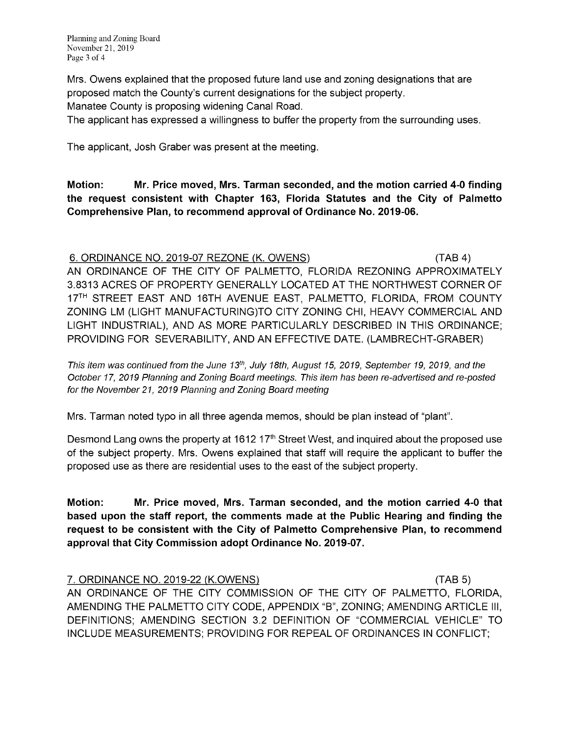Mrs. Owens explained that the proposed future land use and zoning designations that are proposed match the County's current designations for the subject property.
Manatee County is proposing widening Canal Road.
The applicant has expressed a willingness to buffer the property from the surrounding uses.

The applicant, Josh Graber was present at the meeting.

**Motion: Mr. Price moved, Mrs. Tarman seconded, and the motion carried 4-0 finding the request consistent with Chapter 163, Florida Statutes and the City of Palmetto Comprehensive Plan, to recommend approval of Ordinance No. 2019-06.**

6. ORDINANCE NO. 2019-07 REZONE (K. OWENS) (TAB 4)
AN ORDINANCE OF THE CITY OF PALMETTO, FLORIDA REZONING APPROXIMATELY 3.8313 ACRES OF PROPERTY GENERALLY LOCATED AT THE NORTHWEST CORNER OF 17TH STREET EAST AND 16TH AVENUE EAST, PALMETTO, FLORIDA, FROM COUNTY ZONING LM (LIGHT MANUFACTURING)TO CITY ZONING CHI, HEAVY COMMERCIAL AND LIGHT INDUSTRIAL), AND AS MORE PARTICULARLY DESCRIBED IN THIS ORDINANCE; PROVIDING FOR SEVERABILITY, AND AN EFFECTIVE DATE. (LAMBRECHT-GRABER)

*This item was continued from the June 13th, July 18th, August 15, 2019, September 19, 2019, and the October 17, 2019 Planning and Zoning Board meetings. This item has been re-advertised and re-posted for the November 21, 2019 Planning and Zoning Board meeting*

Mrs. Tarman noted typo in all three agenda memos, should be plan instead of "plant".

Desmond Lang owns the property at 1612 17th Street West, and inquired about the proposed use of the subject property. Mrs. Owens explained that staff will require the applicant to buffer the proposed use as there are residential uses to the east of the subject property.

**Motion: Mr. Price moved, Mrs. Tarman seconded, and the motion carried 4-0 that based upon the staff report, the comments made at the Public Hearing and finding the request to be consistent with the City of Palmetto Comprehensive Plan, to recommend approval that City Commission adopt Ordinance No. 2019-07.**

7. ORDINANCE NO. 2019-22 (K.OWENS) (TAB 5)
AN ORDINANCE OF THE CITY COMMISSION OF THE CITY OF PALMETTO, FLORIDA, AMENDING THE PALMETTO CITY CODE, APPENDIX "B", ZONING; AMENDING ARTICLE III, DEFINITIONS; AMENDING SECTION 3.2 DEFINITION OF "COMMERCIAL VEHICLE" TO INCLUDE MEASUREMENTS; PROVIDING FOR REPEAL OF ORDINANCES IN CONFLICT;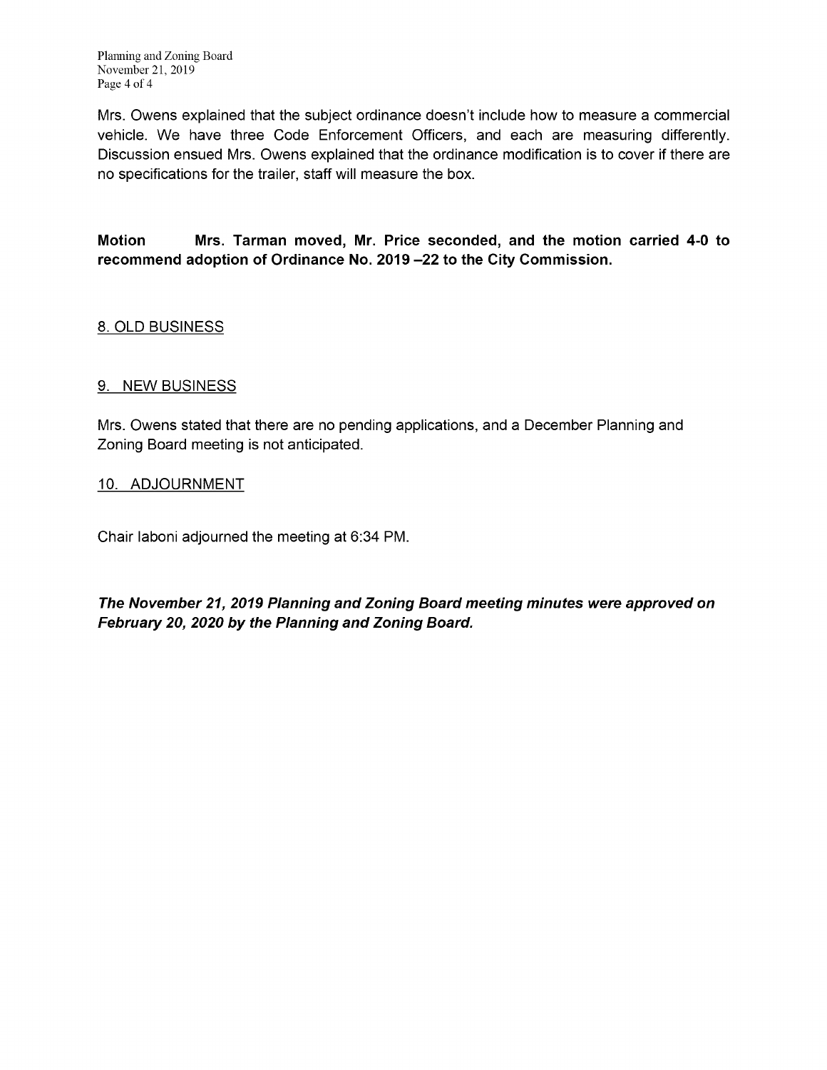Mrs. Owens explained that the subject ordinance doesn't include how to measure a commercial vehicle. We have three Code Enforcement Officers, and each are measuring differently. Discussion ensued Mrs. Owens explained that the ordinance modification is to cover if there are no specifications for the trailer, staff will measure the box.

**Motion Mrs. Tarman moved, Mr. Price seconded, and the motion carried 4-0 to recommend adoption of Ordinance No. 2019 –22 to the City Commission.**

## 8. OLD BUSINESS

## 9. NEW BUSINESS

Mrs. Owens stated that there are no pending applications, and a December Planning and Zoning Board meeting is not anticipated.

## 10. ADJOURNMENT

Chair Iaboni adjourned the meeting at 6:34 PM.

***The November 21, 2019 Planning and Zoning Board meeting minutes were approved on February 20, 2020 by the Planning and Zoning Board.***